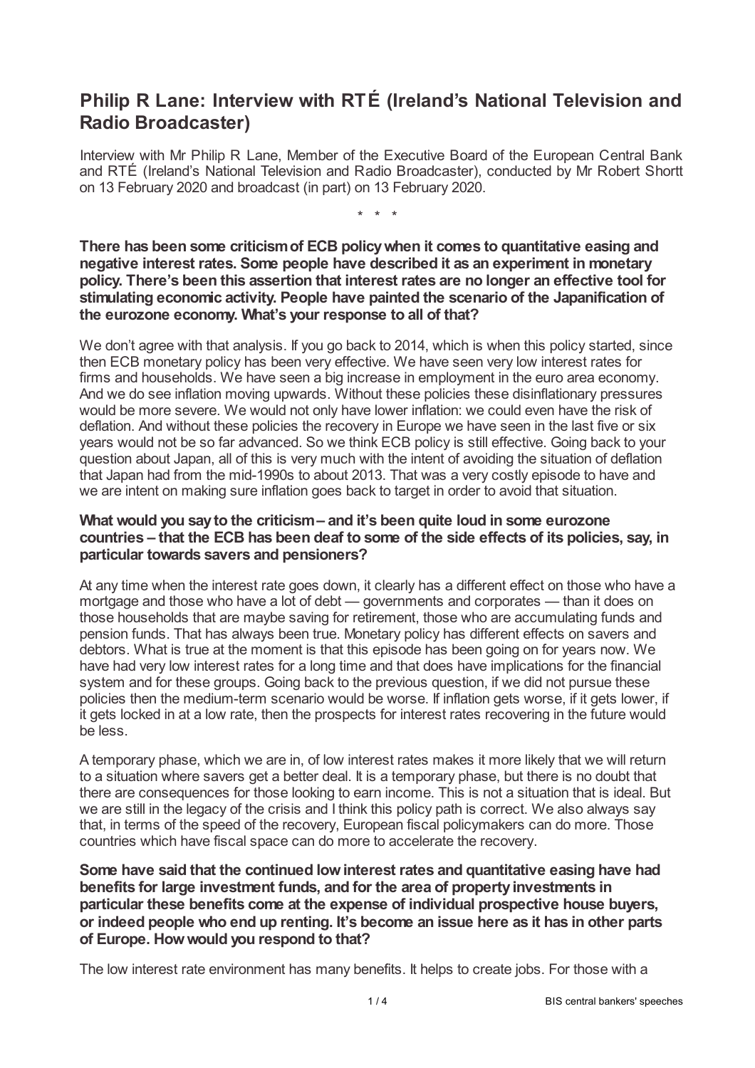# Philip R Lane: Interview with RTÉ (Ireland's National Television and Radio Broadcaster)

Interview with Mr Philip R Lane, Member of the Executive Board of the European Central Bank and RTÉ (Ireland's National Television and Radio Broadcaster), conducted by Mr Robert Shortt on 13 February 2020 and broadcast (in part) on 13 February 2020.

\* \* \*

**There has been some criticism of ECB policy when it comes to quantitative easing and negative interest rates. Some people have described it as an experiment in monetary policy. There's been this assertion that interest rates are no longer an effective tool for stimulating economic activity. People have painted the scenario of the Japanification of the eurozone economy. What's your response to all of that?**

We don't agree with that analysis. If you go back to 2014, which is when this policy started, since then ECB monetary policy has been very effective. We have seen very low interest rates for firms and households. We have seen a big increase in employment in the euro area economy. And we do see inflation moving upwards. Without these policies these disinflationary pressures would be more severe. We would not only have lower inflation: we could even have the risk of deflation. And without these policies the recovery in Europe we have seen in the last five or six years would not be so far advanced. So we think ECB policy is still effective. Going back to your question about Japan, all of this is very much with the intent of avoiding the situation of deflation that Japan had from the mid-1990s to about 2013. That was a very costly episode to have and we are intent on making sure inflation goes back to target in order to avoid that situation.

**What would you say to the criticism – and it's been quite loud in some eurozone countries – that the ECB has been deaf to some of the side effects of its policies, say, in particular towards savers and pensioners?**

At any time when the interest rate goes down, it clearly has a different effect on those who have a mortgage and those who have a lot of debt — governments and corporates — than it does on those households that are maybe saving for retirement, those who are accumulating funds and pension funds. That has always been true. Monetary policy has different effects on savers and debtors. What is true at the moment is that this episode has been going on for years now. We have had very low interest rates for a long time and that does have implications for the financial system and for these groups. Going back to the previous question, if we did not pursue these policies then the medium-term scenario would be worse. If inflation gets worse, if it gets lower, if it gets locked in at a low rate, then the prospects for interest rates recovering in the future would be less.

A temporary phase, which we are in, of low interest rates makes it more likely that we will return to a situation where savers get a better deal. It is a temporary phase, but there is no doubt that there are consequences for those looking to earn income. This is not a situation that is ideal. But we are still in the legacy of the crisis and I think this policy path is correct. We also always say that, in terms of the speed of the recovery, European fiscal policymakers can do more. Those countries which have fiscal space can do more to accelerate the recovery.

**Some have said that the continued low interest rates and quantitative easing have had benefits for large investment funds, and for the area of property investments in particular these benefits come at the expense of individual prospective house buyers, or indeed people who end up renting. It's become an issue here as it has in other parts of Europe. How would you respond to that?**

The low interest rate environment has many benefits. It helps to create jobs. For those with a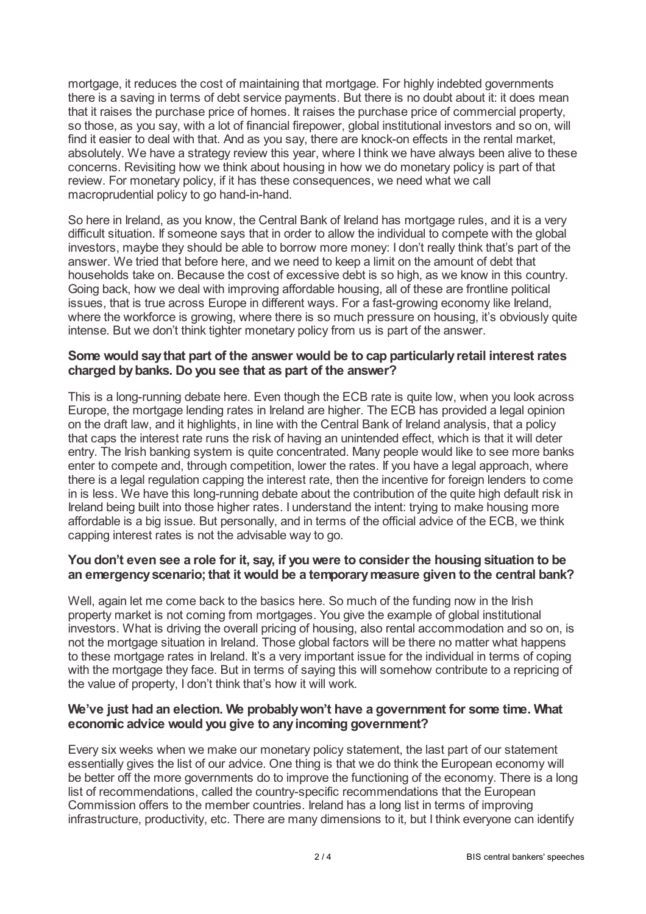mortgage, it reduces the cost of maintaining that mortgage. For highly indebted governments there is a saving in terms of debt service payments. But there is no doubt about it: it does mean that it raises the purchase price of homes. It raises the purchase price of commercial property, so those, as you say, with a lot of financial firepower, global institutional investors and so on, will find it easier to deal with that. And as you say, there are knock-on effects in the rental market, absolutely. We have a strategy review this year, where I think we have always been alive to these concerns. Revisiting how we think about housing in how we do monetary policy is part of that review. For monetary policy, if it has these consequences, we need what we call macroprudential policy to go hand-in-hand.

So here in Ireland, as you know, the Central Bank of Ireland has mortgage rules, and it is a very difficult situation. If someone says that in order to allow the individual to compete with the global investors, maybe they should be able to borrow more money: I don't really think that's part of the answer. We tried that before here, and we need to keep a limit on the amount of debt that households take on. Because the cost of excessive debt is so high, as we know in this country. Going back, how we deal with improving affordable housing, all of these are frontline political issues, that is true across Europe in different ways. For a fast-growing economy like Ireland, where the workforce is growing, where there is so much pressure on housing, it's obviously quite intense. But we don't think tighter monetary policy from us is part of the answer.

**Some would say that part of the answer would be to cap particularly retail interest rates charged by banks. Do you see that as part of the answer?**

This is a long-running debate here. Even though the ECB rate is quite low, when you look across Europe, the mortgage lending rates in Ireland are higher. The ECB has provided a legal opinion on the draft law, and it highlights, in line with the Central Bank of Ireland analysis, that a policy that caps the interest rate runs the risk of having an unintended effect, which is that it will deter entry. The Irish banking system is quite concentrated. Many people would like to see more banks enter to compete and, through competition, lower the rates. If you have a legal approach, where there is a legal regulation capping the interest rate, then the incentive for foreign lenders to come in is less. We have this long-running debate about the contribution of the quite high default risk in Ireland being built into those higher rates. I understand the intent: trying to make housing more affordable is a big issue. But personally, and in terms of the official advice of the ECB, we think capping interest rates is not the advisable way to go.

**You don't even see a role for it, say, if you were to consider the housing situation to be an emergency scenario; that it would be a temporary measure given to the central bank?**

Well, again let me come back to the basics here. So much of the funding now in the Irish property market is not coming from mortgages. You give the example of global institutional investors. What is driving the overall pricing of housing, also rental accommodation and so on, is not the mortgage situation in Ireland. Those global factors will be there no matter what happens to these mortgage rates in Ireland. It's a very important issue for the individual in terms of coping with the mortgage they face. But in terms of saying this will somehow contribute to a repricing of the value of property, I don't think that's how it will work.

**We've just had an election. We probably won't have a government for some time. What economic advice would you give to any incoming government?**

Every six weeks when we make our monetary policy statement, the last part of our statement essentially gives the list of our advice. One thing is that we do think the European economy will be better off the more governments do to improve the functioning of the economy. There is a long list of recommendations, called the country-specific recommendations that the European Commission offers to the member countries. Ireland has a long list in terms of improving infrastructure, productivity, etc. There are many dimensions to it, but I think everyone can identify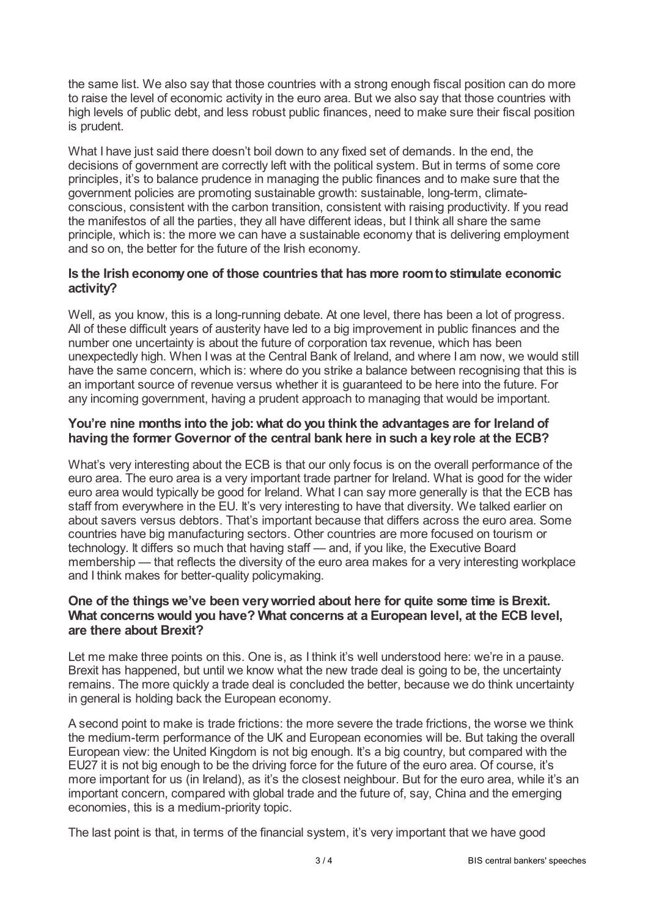the same list. We also say that those countries with a strong enough fiscal position can do more to raise the level of economic activity in the euro area. But we also say that those countries with high levels of public debt, and less robust public finances, need to make sure their fiscal position is prudent.

What I have just said there doesn't boil down to any fixed set of demands. In the end, the decisions of government are correctly left with the political system. But in terms of some core principles, it's to balance prudence in managing the public finances and to make sure that the government policies are promoting sustainable growth: sustainable, long-term, climate-conscious, consistent with the carbon transition, consistent with raising productivity. If you read the manifestos of all the parties, they all have different ideas, but I think all share the same principle, which is: the more we can have a sustainable economy that is delivering employment and so on, the better for the future of the Irish economy.

**Is the Irish economy one of those countries that has more room to stimulate economic activity?**

Well, as you know, this is a long-running debate. At one level, there has been a lot of progress. All of these difficult years of austerity have led to a big improvement in public finances and the number one uncertainty is about the future of corporation tax revenue, which has been unexpectedly high. When I was at the Central Bank of Ireland, and where I am now, we would still have the same concern, which is: where do you strike a balance between recognising that this is an important source of revenue versus whether it is guaranteed to be here into the future. For any incoming government, having a prudent approach to managing that would be important.

**You're nine months into the job: what do you think the advantages are for Ireland of having the former Governor of the central bank here in such a key role at the ECB?**

What's very interesting about the ECB is that our only focus is on the overall performance of the euro area. The euro area is a very important trade partner for Ireland. What is good for the wider euro area would typically be good for Ireland. What I can say more generally is that the ECB has staff from everywhere in the EU. It's very interesting to have that diversity. We talked earlier on about savers versus debtors. That's important because that differs across the euro area. Some countries have big manufacturing sectors. Other countries are more focused on tourism or technology. It differs so much that having staff — and, if you like, the Executive Board membership — that reflects the diversity of the euro area makes for a very interesting workplace and I think makes for better-quality policymaking.

**One of the things we've been very worried about here for quite some time is Brexit. What concerns would you have? What concerns at a European level, at the ECB level, are there about Brexit?**

Let me make three points on this. One is, as I think it's well understood here: we're in a pause. Brexit has happened, but until we know what the new trade deal is going to be, the uncertainty remains. The more quickly a trade deal is concluded the better, because we do think uncertainty in general is holding back the European economy.

A second point to make is trade frictions: the more severe the trade frictions, the worse we think the medium-term performance of the UK and European economies will be. But taking the overall European view: the United Kingdom is not big enough. It's a big country, but compared with the EU27 it is not big enough to be the driving force for the future of the euro area. Of course, it's more important for us (in Ireland), as it's the closest neighbour. But for the euro area, while it's an important concern, compared with global trade and the future of, say, China and the emerging economies, this is a medium-priority topic.

The last point is that, in terms of the financial system, it's very important that we have good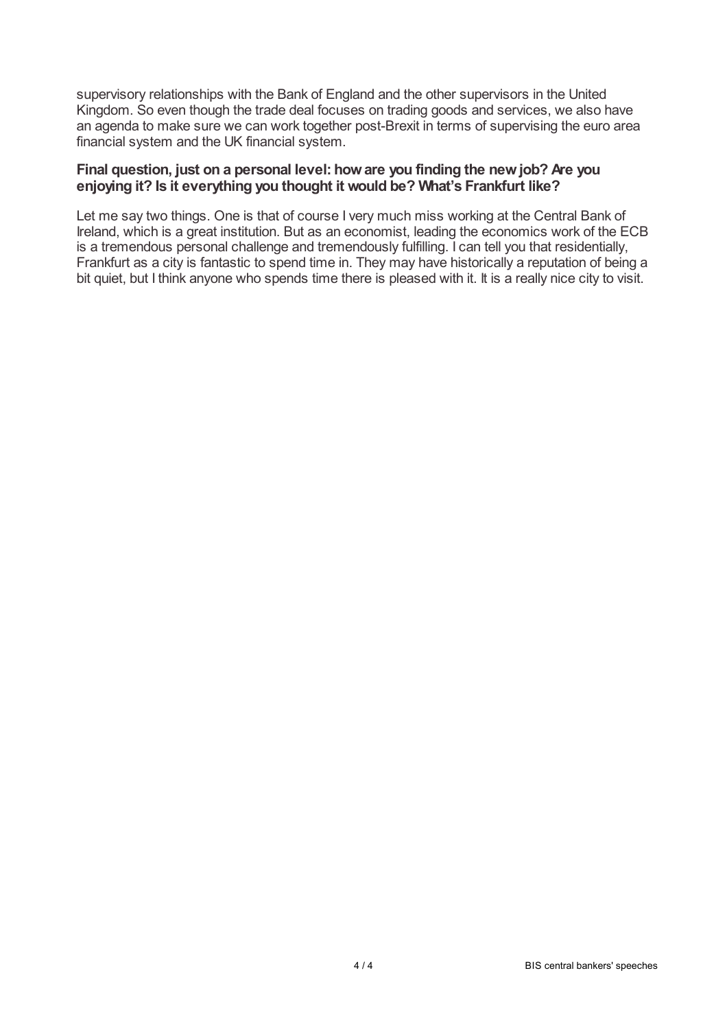supervisory relationships with the Bank of England and the other supervisors in the United Kingdom. So even though the trade deal focuses on trading goods and services, we also have an agenda to make sure we can work together post-Brexit in terms of supervising the euro area financial system and the UK financial system.

**Final question, just on a personal level: how are you finding the new job? Are you enjoying it? Is it everything you thought it would be? What's Frankfurt like?**

Let me say two things. One is that of course I very much miss working at the Central Bank of Ireland, which is a great institution. But as an economist, leading the economics work of the ECB is a tremendous personal challenge and tremendously fulfilling. I can tell you that residentially, Frankfurt as a city is fantastic to spend time in. They may have historically a reputation of being a bit quiet, but I think anyone who spends time there is pleased with it. It is a really nice city to visit.